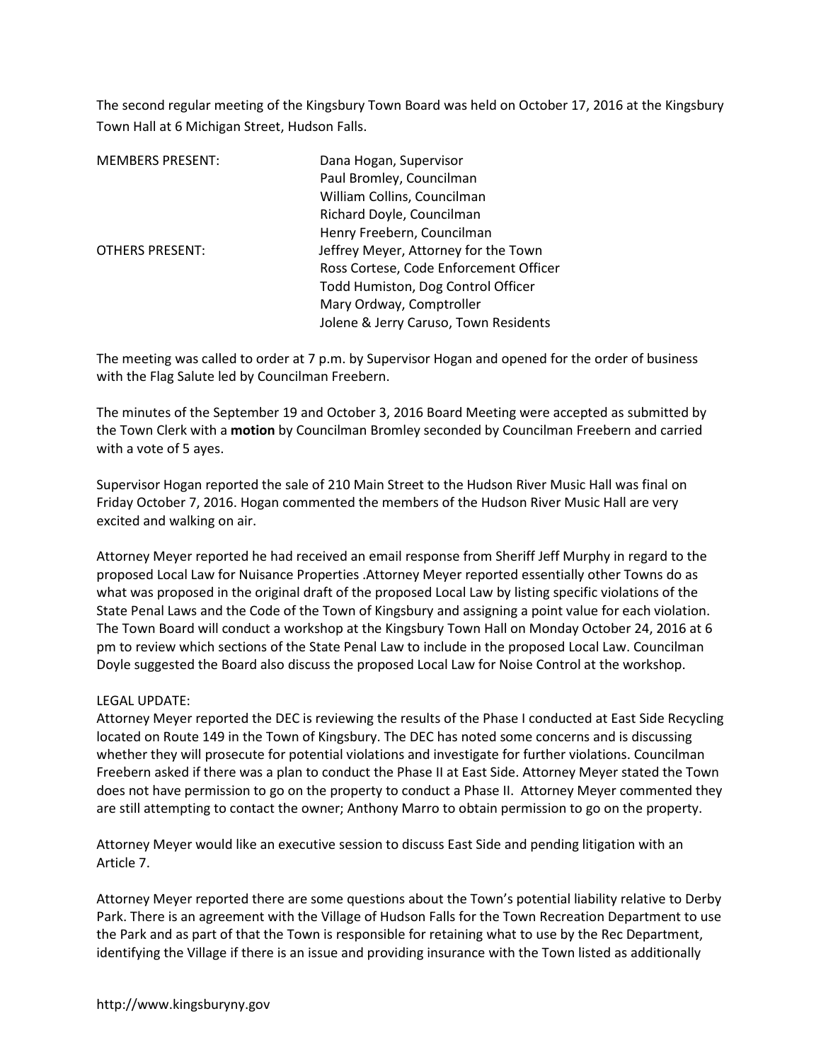The second regular meeting of the Kingsbury Town Board was held on October 17, 2016 at the Kingsbury Town Hall at 6 Michigan Street, Hudson Falls.

| | |
|---|---|
| MEMBERS PRESENT: | Dana Hogan, Supervisor |
| | Paul Bromley, Councilman |
| | William Collins, Councilman |
| | Richard Doyle, Councilman |
| | Henry Freebern, Councilman |
| OTHERS PRESENT: | Jeffrey Meyer, Attorney for the Town |
| | Ross Cortese, Code Enforcement Officer |
| | Todd Humiston, Dog Control Officer |
| | Mary Ordway, Comptroller |
| | Jolene & Jerry Caruso, Town Residents |

The meeting was called to order at 7 p.m. by Supervisor Hogan and opened for the order of business with the Flag Salute led by Councilman Freebern.

The minutes of the September 19 and October 3, 2016 Board Meeting were accepted as submitted by the Town Clerk with a **motion** by Councilman Bromley seconded by Councilman Freebern and carried with a vote of 5 ayes.

Supervisor Hogan reported the sale of 210 Main Street to the Hudson River Music Hall was final on Friday October 7, 2016. Hogan commented the members of the Hudson River Music Hall are very excited and walking on air.

Attorney Meyer reported he had received an email response from Sheriff Jeff Murphy in regard to the proposed Local Law for Nuisance Properties .Attorney Meyer reported essentially other Towns do as what was proposed in the original draft of the proposed Local Law by listing specific violations of the State Penal Laws and the Code of the Town of Kingsbury and assigning a point value for each violation. The Town Board will conduct a workshop at the Kingsbury Town Hall on Monday October 24, 2016 at 6 pm to review which sections of the State Penal Law to include in the proposed Local Law. Councilman Doyle suggested the Board also discuss the proposed Local Law for Noise Control at the workshop.

LEGAL UPDATE:
Attorney Meyer reported the DEC is reviewing the results of the Phase I conducted at East Side Recycling located on Route 149 in the Town of Kingsbury. The DEC has noted some concerns and is discussing whether they will prosecute for potential violations and investigate for further violations. Councilman Freebern asked if there was a plan to conduct the Phase II at East Side. Attorney Meyer stated the Town does not have permission to go on the property to conduct a Phase II. Attorney Meyer commented they are still attempting to contact the owner; Anthony Marro to obtain permission to go on the property.

Attorney Meyer would like an executive session to discuss East Side and pending litigation with an Article 7.

Attorney Meyer reported there are some questions about the Town's potential liability relative to Derby Park. There is an agreement with the Village of Hudson Falls for the Town Recreation Department to use the Park and as part of that the Town is responsible for retaining what to use by the Rec Department, identifying the Village if there is an issue and providing insurance with the Town listed as additionally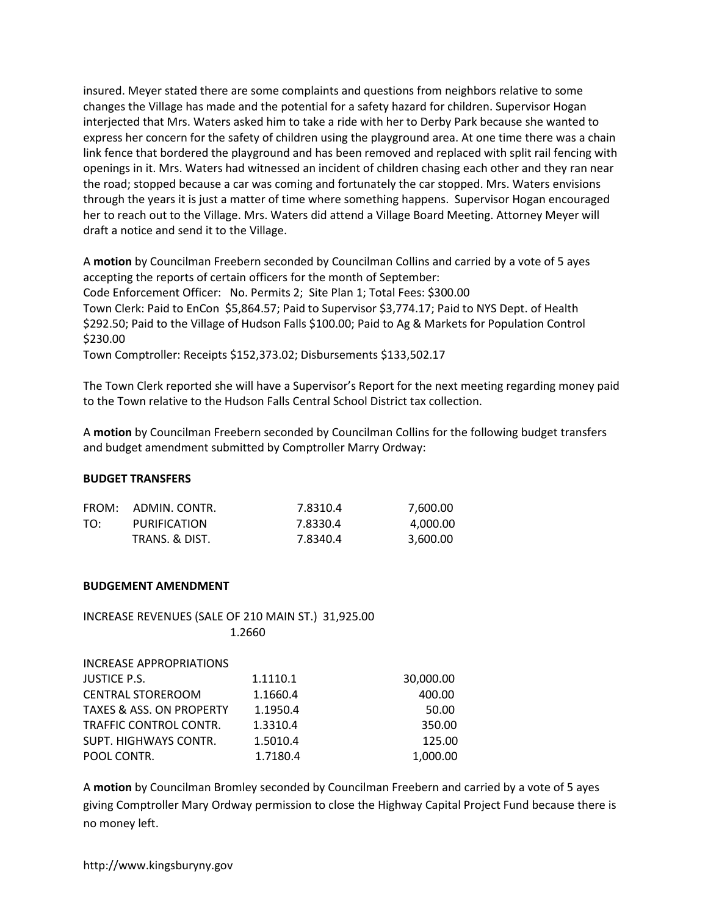insured. Meyer stated there are some complaints and questions from neighbors relative to some changes the Village has made and the potential for a safety hazard for children. Supervisor Hogan interjected that Mrs. Waters asked him to take a ride with her to Derby Park because she wanted to express her concern for the safety of children using the playground area. At one time there was a chain link fence that bordered the playground and has been removed and replaced with split rail fencing with openings in it. Mrs. Waters had witnessed an incident of children chasing each other and they ran near the road; stopped because a car was coming and fortunately the car stopped. Mrs. Waters envisions through the years it is just a matter of time where something happens. Supervisor Hogan encouraged her to reach out to the Village. Mrs. Waters did attend a Village Board Meeting. Attorney Meyer will draft a notice and send it to the Village.

A **motion** by Councilman Freebern seconded by Councilman Collins and carried by a vote of 5 ayes accepting the reports of certain officers for the month of September:
Code Enforcement Officer: No. Permits 2; Site Plan 1; Total Fees: $300.00
Town Clerk: Paid to EnCon $5,864.57; Paid to Supervisor $3,774.17; Paid to NYS Dept. of Health $292.50; Paid to the Village of Hudson Falls $100.00; Paid to Ag & Markets for Population Control $230.00
Town Comptroller: Receipts $152,373.02; Disbursements $133,502.17

The Town Clerk reported she will have a Supervisor's Report for the next meeting regarding money paid to the Town relative to the Hudson Falls Central School District tax collection.

A **motion** by Councilman Freebern seconded by Councilman Collins for the following budget transfers and budget amendment submitted by Comptroller Marry Ordway:

**BUDGET TRANSFERS**

| | | | |
|---|---|---|---|
| FROM: | ADMIN. CONTR. | 7.8310.4 | 7,600.00 |
| TO: | PURIFICATION | 7.8330.4 | 4,000.00 |
| | TRANS. & DIST. | 7.8340.4 | 3,600.00 |

**BUDGEMENT AMENDMENT**

INCREASE REVENUES (SALE OF 210 MAIN ST.) 31,925.00
1.2660

| INCREASE APPROPRIATIONS | | |
|---|---|---|
| JUSTICE P.S. | 1.1110.1 | 30,000.00 |
| CENTRAL STOREROOM | 1.1660.4 | 400.00 |
| TAXES & ASS. ON PROPERTY | 1.1950.4 | 50.00 |
| TRAFFIC CONTROL CONTR. | 1.3310.4 | 350.00 |
| SUPT. HIGHWAYS CONTR. | 1.5010.4 | 125.00 |
| POOL CONTR. | 1.7180.4 | 1,000.00 |

A **motion** by Councilman Bromley seconded by Councilman Freebern and carried by a vote of 5 ayes giving Comptroller Mary Ordway permission to close the Highway Capital Project Fund because there is no money left.

http://www.kingsburyny.gov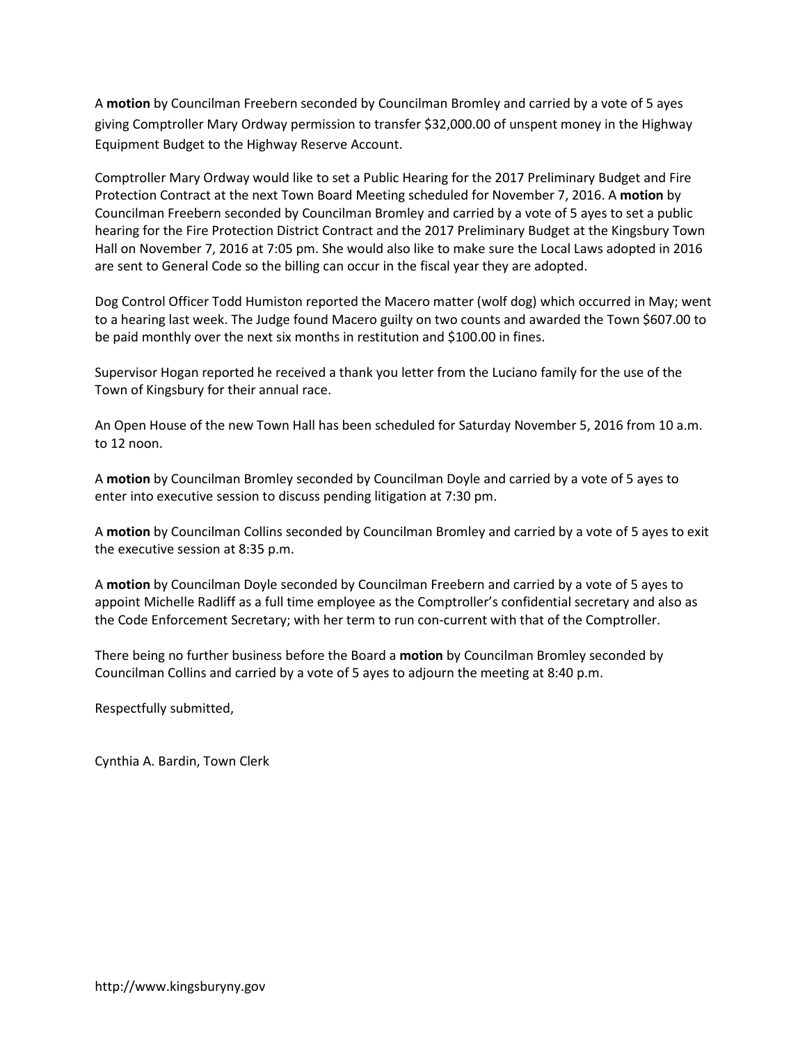A **motion** by Councilman Freebern seconded by Councilman Bromley and carried by a vote of 5 ayes giving Comptroller Mary Ordway permission to transfer $32,000.00 of unspent money in the Highway Equipment Budget to the Highway Reserve Account.

Comptroller Mary Ordway would like to set a Public Hearing for the 2017 Preliminary Budget and Fire Protection Contract at the next Town Board Meeting scheduled for November 7, 2016. A **motion** by Councilman Freebern seconded by Councilman Bromley and carried by a vote of 5 ayes to set a public hearing for the Fire Protection District Contract and the 2017 Preliminary Budget at the Kingsbury Town Hall on November 7, 2016 at 7:05 pm. She would also like to make sure the Local Laws adopted in 2016 are sent to General Code so the billing can occur in the fiscal year they are adopted.

Dog Control Officer Todd Humiston reported the Macero matter (wolf dog) which occurred in May; went to a hearing last week. The Judge found Macero guilty on two counts and awarded the Town $607.00 to be paid monthly over the next six months in restitution and $100.00 in fines.

Supervisor Hogan reported he received a thank you letter from the Luciano family for the use of the Town of Kingsbury for their annual race.

An Open House of the new Town Hall has been scheduled for Saturday November 5, 2016 from 10 a.m. to 12 noon.

A **motion** by Councilman Bromley seconded by Councilman Doyle and carried by a vote of 5 ayes to enter into executive session to discuss pending litigation at 7:30 pm.

A **motion** by Councilman Collins seconded by Councilman Bromley and carried by a vote of 5 ayes to exit the executive session at 8:35 p.m.

A **motion** by Councilman Doyle seconded by Councilman Freebern and carried by a vote of 5 ayes to appoint Michelle Radliff as a full time employee as the Comptroller's confidential secretary and also as the Code Enforcement Secretary; with her term to run con-current with that of the Comptroller.

There being no further business before the Board a **motion** by Councilman Bromley seconded by Councilman Collins and carried by a vote of 5 ayes to adjourn the meeting at 8:40 p.m.

Respectfully submitted,

Cynthia A. Bardin, Town Clerk

http://www.kingsburyny.gov